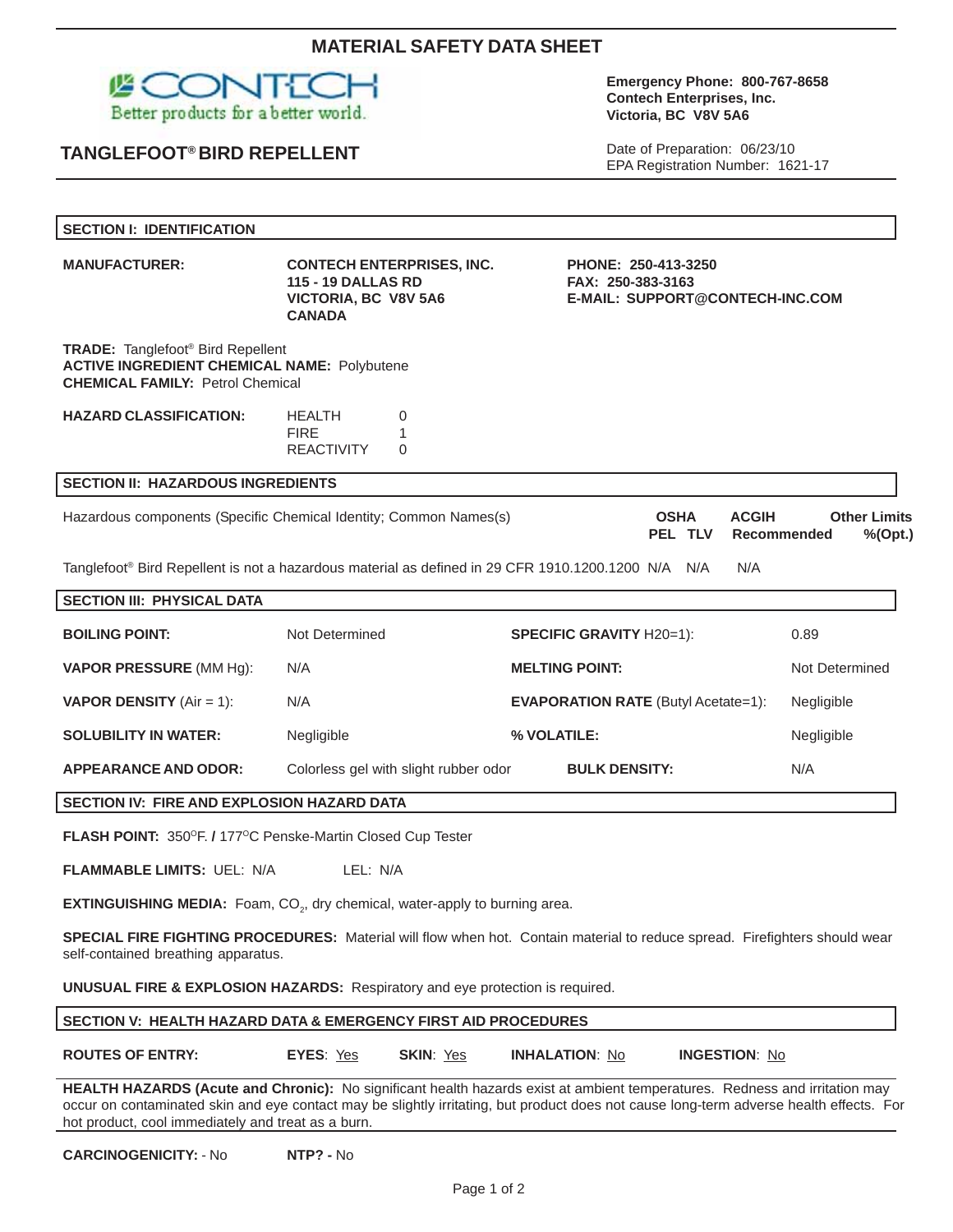# MATERIAL SAFETY DATA SHEET

CONTECH
Better products for a better world.

**Emergency Phone: 800-767-8658**
**Contech Enterprises, Inc.**
**Victoria, BC V8V 5A6**

## TANGLEFOOT® BIRD REPELLENT

Date of Preparation: 06/23/10
EPA Registration Number: 1621-17

## SECTION I: IDENTIFICATION

**MANUFACTURER:** **CONTECH ENTERPRISES, INC.**
**115 - 19 DALLAS RD**
**VICTORIA, BC V8V 5A6**
**CANADA**

**PHONE: 250-413-3250**
**FAX: 250-383-3163**
**E-MAIL: SUPPORT@CONTECH-INC.COM**

**TRADE:** Tanglefoot® Bird Repellent
**ACTIVE INGREDIENT CHEMICAL NAME:** Polybutene
**CHEMICAL FAMILY:** Petrol Chemical

**HAZARD CLASSIFICATION:**

| | |
|---|---|
| HEALTH | 0 |
| FIRE | 1 |
| REACTIVITY | 0 |

## SECTION II: HAZARDOUS INGREDIENTS

| Hazardous components (Specific Chemical Identity; Common Names(s) | OSHA PEL | TLV | ACGIH Recommended | Other Limits %(Opt.) |
|---|---|---|---|---|
| Tanglefoot® Bird Repellent is not a hazardous material as defined in 29 CFR 1910.1200.1200 | N/A | N/A | N/A | |

## SECTION III: PHYSICAL DATA

| | | | |
|---|---|---|---|
| **BOILING POINT:** | Not Determined | **SPECIFIC GRAVITY** H20=1): | 0.89 |
| **VAPOR PRESSURE** (MM Hg): | N/A | **MELTING POINT:** | Not Determined |
| **VAPOR DENSITY** (Air = 1): | N/A | **EVAPORATION RATE** (Butyl Acetate=1): | Negligible |
| **SOLUBILITY IN WATER:** | Negligible | **% VOLATILE:** | Negligible |
| **APPEARANCE AND ODOR:** | Colorless gel with slight rubber odor | **BULK DENSITY:** | N/A |

## SECTION IV: FIRE AND EXPLOSION HAZARD DATA

**FLASH POINT:** 350°F. **/** 177°C Penske-Martin Closed Cup Tester

**FLAMMABLE LIMITS:** UEL: N/A LEL: N/A

**EXTINGUISHING MEDIA:** Foam, $CO_2$, dry chemical, water-apply to burning area.

**SPECIAL FIRE FIGHTING PROCEDURES:** Material will flow when hot. Contain material to reduce spread. Firefighters should wear self-contained breathing apparatus.

**UNUSUAL FIRE & EXPLOSION HAZARDS:** Respiratory and eye protection is required.

## SECTION V: HEALTH HAZARD DATA & EMERGENCY FIRST AID PROCEDURES

**ROUTES OF ENTRY:** **EYES**: Yes **SKIN**: Yes **INHALATION**: No **INGESTION**: No

**HEALTH HAZARDS (Acute and Chronic):** No significant health hazards exist at ambient temperatures. Redness and irritation may occur on contaminated skin and eye contact may be slightly irritating, but product does not cause long-term adverse health effects. For hot product, cool immediately and treat as a burn.

**CARCINOGENICITY:** - No **NTP? -** No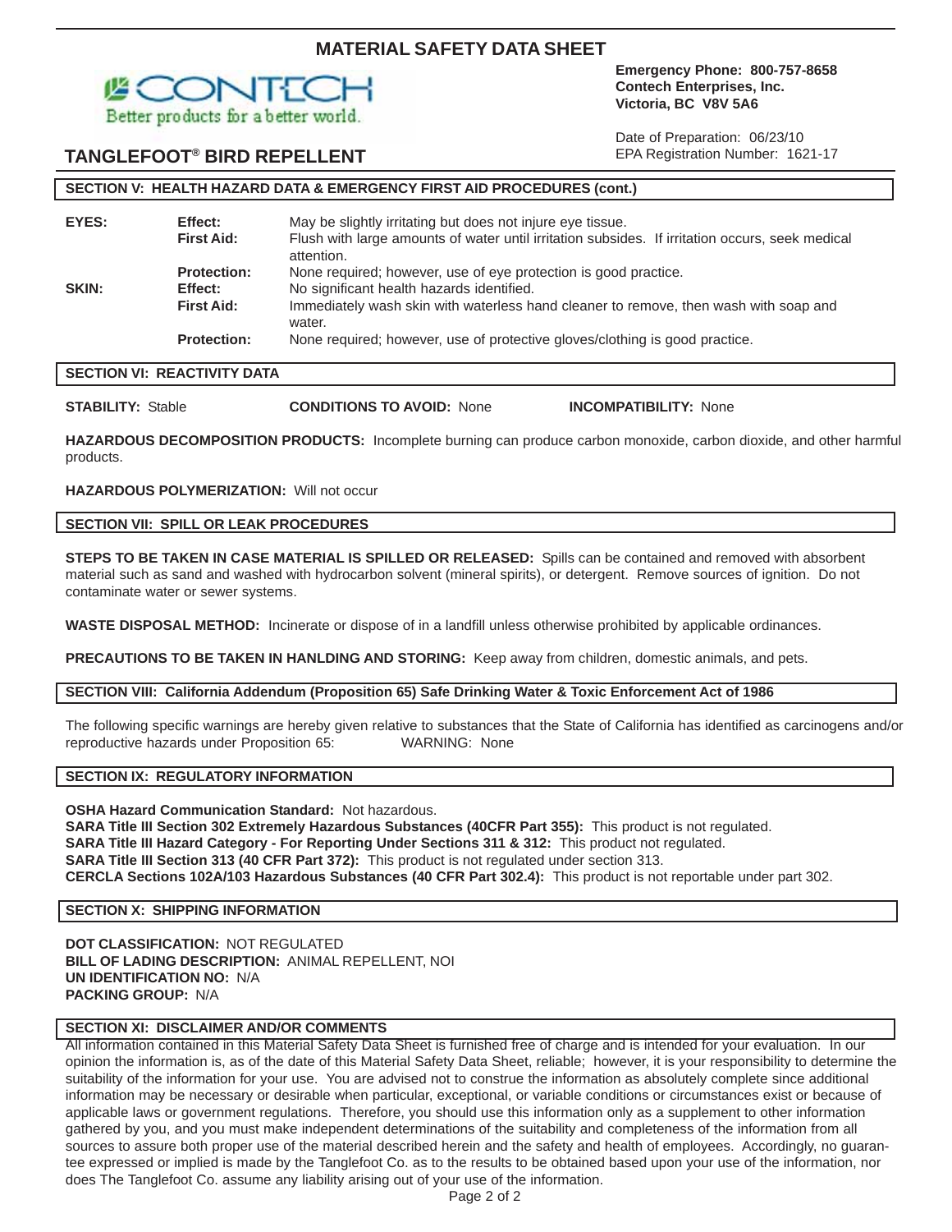# MATERIAL SAFETY DATA SHEET

Better products for a better world.

**Emergency Phone: 800-757-8658**
**Contech Enterprises, Inc.**
**Victoria, BC V8V 5A6**

Date of Preparation: 06/23/10
EPA Registration Number: 1621-17

## TANGLEFOOT® BIRD REPELLENT

### SECTION V: HEALTH HAZARD DATA & EMERGENCY FIRST AID PROCEDURES (cont.)

| | | |
|---|---|---|
| **EYES:** | **Effect:** | May be slightly irritating but does not injure eye tissue. |
| | **First Aid:** | Flush with large amounts of water until irritation subsides. If irritation occurs, seek medical attention. |
| | **Protection:** | None required; however, use of eye protection is good practice. |
| **SKIN:** | **Effect:** | No significant health hazards identified. |
| | **First Aid:** | Immediately wash skin with waterless hand cleaner to remove, then wash with soap and water. |
| | **Protection:** | None required; however, use of protective gloves/clothing is good practice. |

### SECTION VI: REACTIVITY DATA

**STABILITY:** Stable **CONDITIONS TO AVOID:** None **INCOMPATIBILITY:** None

**HAZARDOUS DECOMPOSITION PRODUCTS:** Incomplete burning can produce carbon monoxide, carbon dioxide, and other harmful products.

**HAZARDOUS POLYMERIZATION:** Will not occur

### SECTION VII: SPILL OR LEAK PROCEDURES

**STEPS TO BE TAKEN IN CASE MATERIAL IS SPILLED OR RELEASED:** Spills can be contained and removed with absorbent material such as sand and washed with hydrocarbon solvent (mineral spirits), or detergent. Remove sources of ignition. Do not contaminate water or sewer systems.

**WASTE DISPOSAL METHOD:** Incinerate or dispose of in a landfill unless otherwise prohibited by applicable ordinances.

**PRECAUTIONS TO BE TAKEN IN HANLDING AND STORING:** Keep away from children, domestic animals, and pets.

### SECTION VIII: California Addendum (Proposition 65) Safe Drinking Water & Toxic Enforcement Act of 1986

The following specific warnings are hereby given relative to substances that the State of California has identified as carcinogens and/or reproductive hazards under Proposition 65: WARNING: None

### SECTION IX: REGULATORY INFORMATION

**OSHA Hazard Communication Standard:** Not hazardous.
**SARA Title III Section 302 Extremely Hazardous Substances (40CFR Part 355):** This product is not regulated.
**SARA Title III Hazard Category - For Reporting Under Sections 311 & 312:** This product not regulated.
**SARA Title III Section 313 (40 CFR Part 372):** This product is not regulated under section 313.
**CERCLA Sections 102A/103 Hazardous Substances (40 CFR Part 302.4):** This product is not reportable under part 302.

### SECTION X: SHIPPING INFORMATION

**DOT CLASSIFICATION:** NOT REGULATED
**BILL OF LADING DESCRIPTION:** ANIMAL REPELLENT, NOI
**UN IDENTIFICATION NO:** N/A
**PACKING GROUP:** N/A

### SECTION XI: DISCLAIMER AND/OR COMMENTS

All information contained in this Material Safety Data Sheet is furnished free of charge and is intended for your evaluation. In our opinion the information is, as of the date of this Material Safety Data Sheet, reliable; however, it is your responsibility to determine the suitability of the information for your use. You are advised not to construe the information as absolutely complete since additional information may be necessary or desirable when particular, exceptional, or variable conditions or circumstances exist or because of applicable laws or government regulations. Therefore, you should use this information only as a supplement to other information gathered by you, and you must make independent determinations of the suitability and completeness of the information from all sources to assure both proper use of the material described herein and the safety and health of employees. Accordingly, no guarantee expressed or implied is made by the Tanglefoot Co. as to the results to be obtained based upon your use of the information, nor does The Tanglefoot Co. assume any liability arising out of your use of the information.